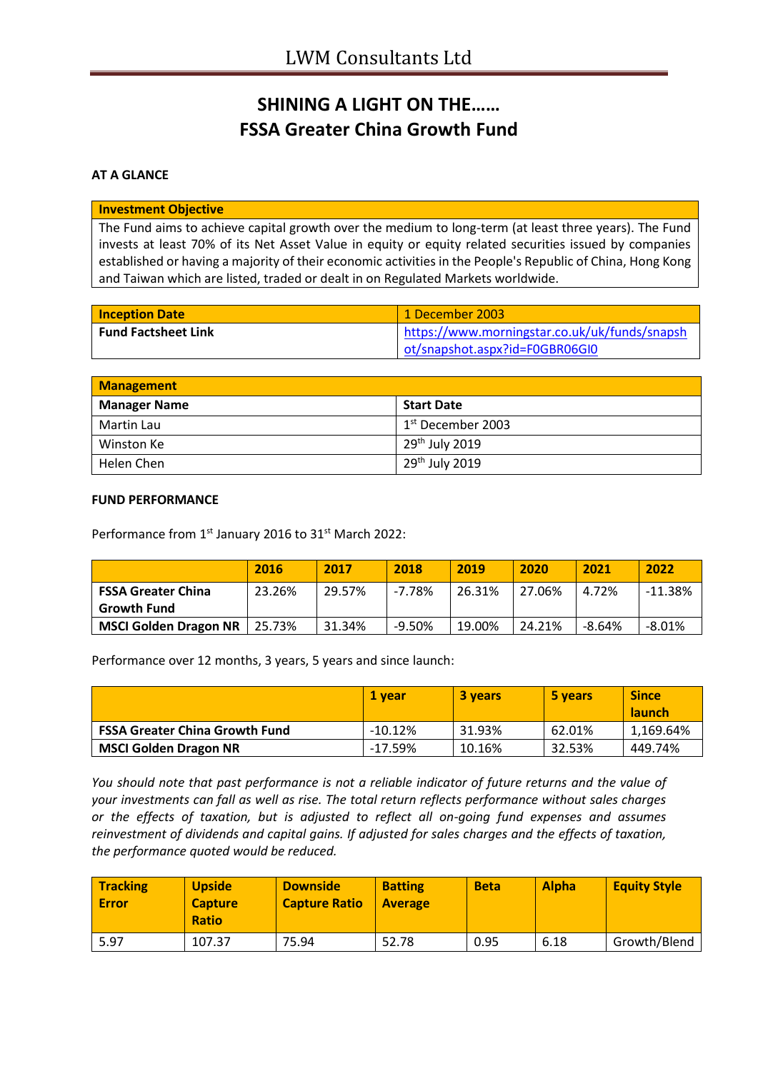# LWM Consultants Ltd

## SHINING A LIGHT ON THE……
## FSSA Greater China Growth Fund

**AT A GLANCE**

| **Investment Objective** |
|---|
| The Fund aims to achieve capital growth over the medium to long-term (at least three years). The Fund invests at least 70% of its Net Asset Value in equity or equity related securities issued by companies established or having a majority of their economic activities in the People's Republic of China, Hong Kong and Taiwan which are listed, traded or dealt in on Regulated Markets worldwide. |

| **Inception Date** | 1 December 2003 |
|---|---|
| **Fund Factsheet Link** | https://www.morningstar.co.uk/uk/funds/snapshot/snapshot.aspx?id=F0GBR06GI0 |

| **Management** | |
|---|---|
| **Manager Name** | **Start Date** |
| Martin Lau | 1st December 2003 |
| Winston Ke | 29th July 2019 |
| Helen Chen | 29th July 2019 |

**FUND PERFORMANCE**

Performance from 1st January 2016 to 31st March 2022:

| | **2016** | **2017** | **2018** | **2019** | **2020** | **2021** | **2022** |
|---|---|---|---|---|---|---|---|
| **FSSA Greater China Growth Fund** | 23.26% | 29.57% | -7.78% | 26.31% | 27.06% | 4.72% | -11.38% |
| **MSCI Golden Dragon NR** | 25.73% | 31.34% | -9.50% | 19.00% | 24.21% | -8.64% | -8.01% |

Performance over 12 months, 3 years, 5 years and since launch:

| | **1 year** | **3 years** | **5 years** | **Since launch** |
|---|---|---|---|---|
| **FSSA Greater China Growth Fund** | -10.12% | 31.93% | 62.01% | 1,169.64% |
| **MSCI Golden Dragon NR** | -17.59% | 10.16% | 32.53% | 449.74% |

*You should note that past performance is not a reliable indicator of future returns and the value of your investments can fall as well as rise. The total return reflects performance without sales charges or the effects of taxation, but is adjusted to reflect all on-going fund expenses and assumes reinvestment of dividends and capital gains. If adjusted for sales charges and the effects of taxation, the performance quoted would be reduced.*

| **Tracking Error** | **Upside Capture Ratio** | **Downside Capture Ratio** | **Batting Average** | **Beta** | **Alpha** | **Equity Style** |
|---|---|---|---|---|---|---|
| 5.97 | 107.37 | 75.94 | 52.78 | 0.95 | 6.18 | Growth/Blend |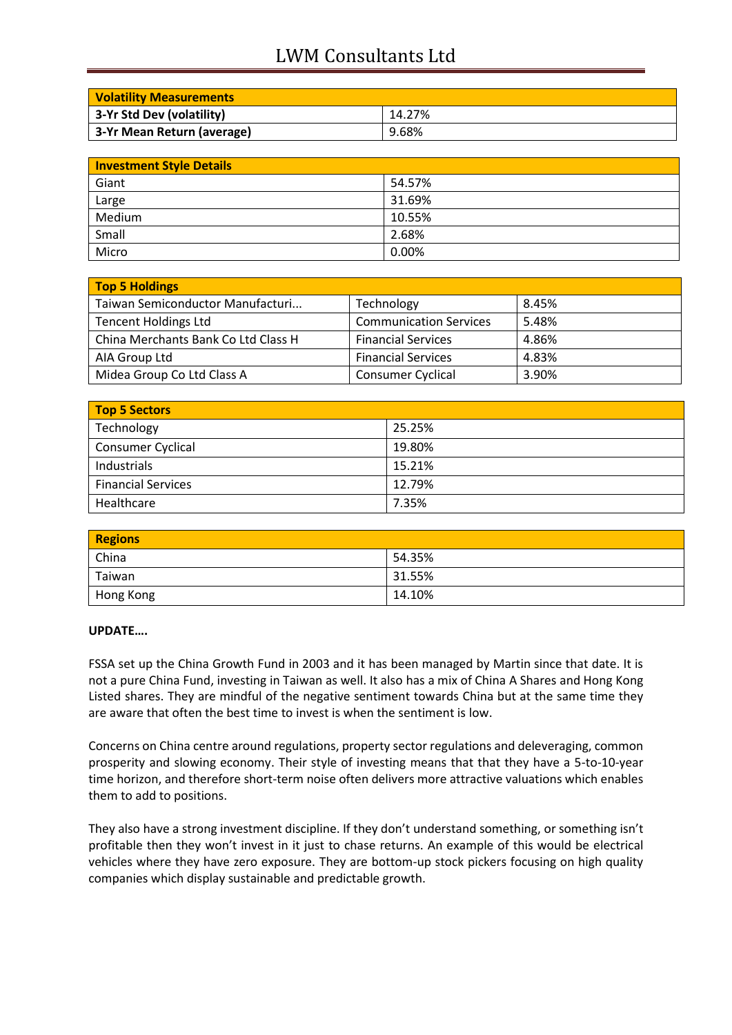| Volatility Measurements | |
|---|---|
| 3-Yr Std Dev (volatility) | 14.27% |
| 3-Yr Mean Return (average) | 9.68% |

| Investment Style Details | |
|---|---|
| Giant | 54.57% |
| Large | 31.69% |
| Medium | 10.55% |
| Small | 2.68% |
| Micro | 0.00% |

| Top 5 Holdings | | |
|---|---|---|
| Taiwan Semiconductor Manufacturi... | Technology | 8.45% |
| Tencent Holdings Ltd | Communication Services | 5.48% |
| China Merchants Bank Co Ltd Class H | Financial Services | 4.86% |
| AIA Group Ltd | Financial Services | 4.83% |
| Midea Group Co Ltd Class A | Consumer Cyclical | 3.90% |

| Top 5 Sectors | |
|---|---|
| Technology | 25.25% |
| Consumer Cyclical | 19.80% |
| Industrials | 15.21% |
| Financial Services | 12.79% |
| Healthcare | 7.35% |

| Regions | |
|---|---|
| China | 54.35% |
| Taiwan | 31.55% |
| Hong Kong | 14.10% |

**UPDATE….**

FSSA set up the China Growth Fund in 2003 and it has been managed by Martin since that date. It is not a pure China Fund, investing in Taiwan as well. It also has a mix of China A Shares and Hong Kong Listed shares. They are mindful of the negative sentiment towards China but at the same time they are aware that often the best time to invest is when the sentiment is low.

Concerns on China centre around regulations, property sector regulations and deleveraging, common prosperity and slowing economy. Their style of investing means that that they have a 5-to-10-year time horizon, and therefore short-term noise often delivers more attractive valuations which enables them to add to positions.

They also have a strong investment discipline. If they don't understand something, or something isn't profitable then they won't invest in it just to chase returns. An example of this would be electrical vehicles where they have zero exposure. They are bottom-up stock pickers focusing on high quality companies which display sustainable and predictable growth.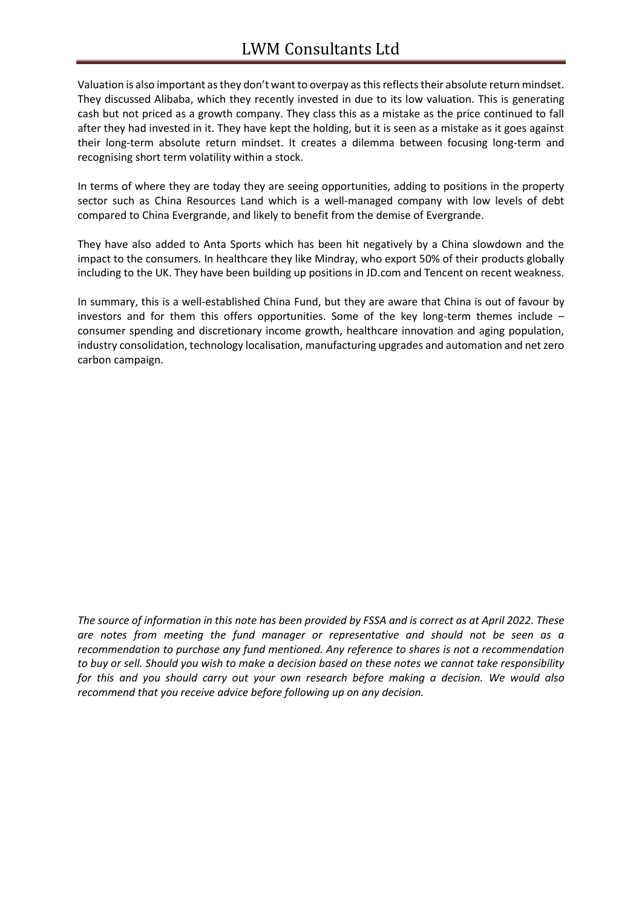Valuation is also important as they don't want to overpay as this reflects their absolute return mindset. They discussed Alibaba, which they recently invested in due to its low valuation. This is generating cash but not priced as a growth company. They class this as a mistake as the price continued to fall after they had invested in it. They have kept the holding, but it is seen as a mistake as it goes against their long-term absolute return mindset. It creates a dilemma between focusing long-term and recognising short term volatility within a stock.

In terms of where they are today they are seeing opportunities, adding to positions in the property sector such as China Resources Land which is a well-managed company with low levels of debt compared to China Evergrande, and likely to benefit from the demise of Evergrande.

They have also added to Anta Sports which has been hit negatively by a China slowdown and the impact to the consumers. In healthcare they like Mindray, who export 50% of their products globally including to the UK. They have been building up positions in JD.com and Tencent on recent weakness.

In summary, this is a well-established China Fund, but they are aware that China is out of favour by investors and for them this offers opportunities. Some of the key long-term themes include – consumer spending and discretionary income growth, healthcare innovation and aging population, industry consolidation, technology localisation, manufacturing upgrades and automation and net zero carbon campaign.

*The source of information in this note has been provided by FSSA and is correct as at April 2022. These are notes from meeting the fund manager or representative and should not be seen as a recommendation to purchase any fund mentioned. Any reference to shares is not a recommendation to buy or sell. Should you wish to make a decision based on these notes we cannot take responsibility for this and you should carry out your own research before making a decision. We would also recommend that you receive advice before following up on any decision.*